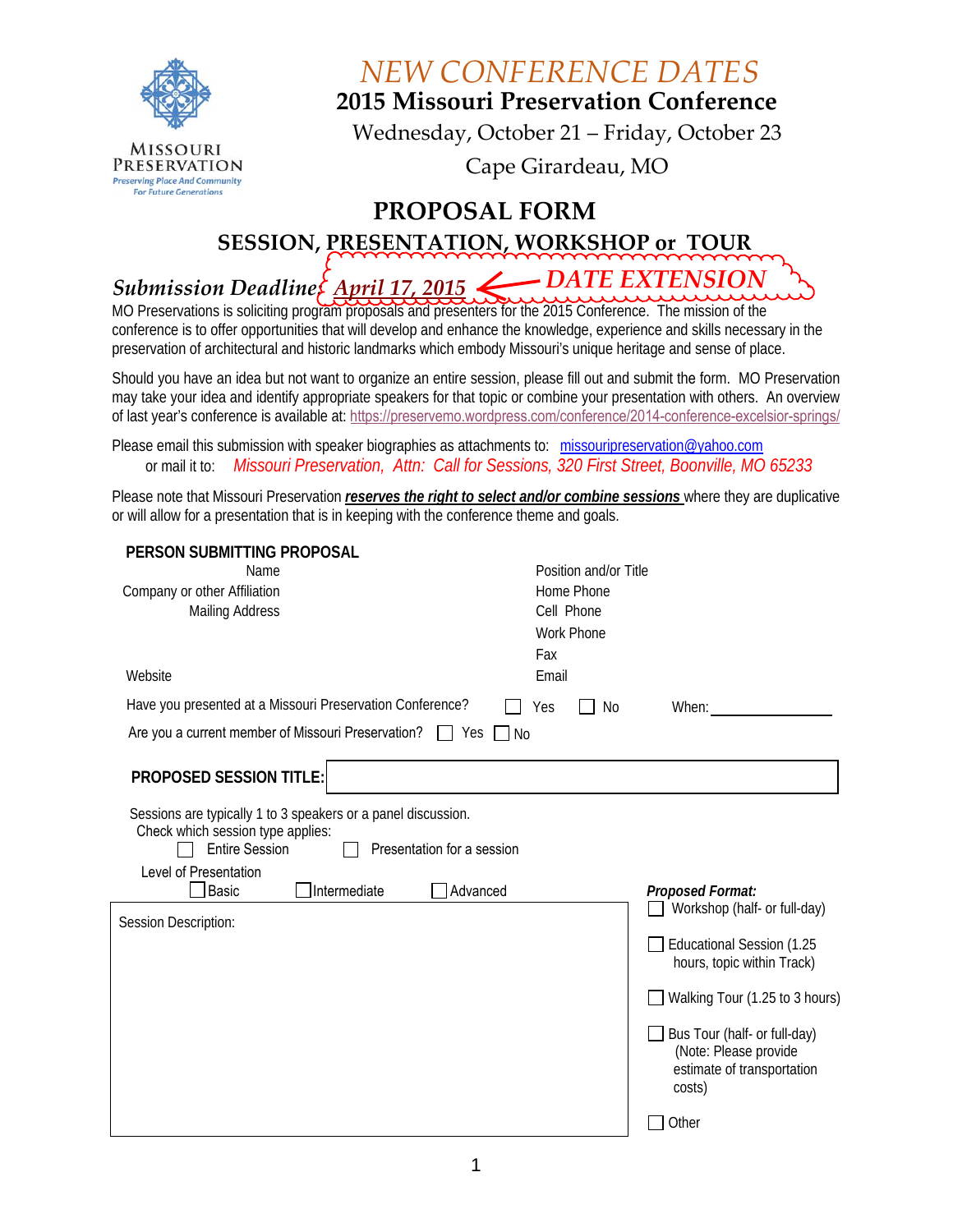MISSOURI PRESERVATION
*Preserving Place And Community For Future Generations*

# *NEW CONFERENCE DATES*

## 2015 Missouri Preservation Conference

Wednesday, October 21 – Friday, October 23

Cape Girardeau, MO

# PROPOSAL FORM

## SESSION, PRESENTATION, WORKSHOP or TOUR

***Submission Deadline: April 17, 2015*** ← ***DATE EXTENSION***

MO Preservations is soliciting program proposals and presenters for the 2015 Conference. The mission of the conference is to offer opportunities that will develop and enhance the knowledge, experience and skills necessary in the preservation of architectural and historic landmarks which embody Missouri's unique heritage and sense of place.

Should you have an idea but not want to organize an entire session, please fill out and submit the form. MO Preservation may take your idea and identify appropriate speakers for that topic or combine your presentation with others. An overview of last year's conference is available at: https://preservemo.wordpress.com/conference/2014-conference-excelsior-springs/

Please email this submission with speaker biographies as attachments to: missouripreservation@yahoo.com
or mail it to: *Missouri Preservation, Attn: Call for Sessions, 320 First Street, Boonville, MO 65233*

Please note that Missouri Preservation ***reserves the right to select and/or combine sessions*** where they are duplicative or will allow for a presentation that is in keeping with the conference theme and goals.

**PERSON SUBMITTING PROPOSAL**

| | |
|---|---|
| Name | Position and/or Title |
| Company or other Affiliation | Home Phone |
| Mailing Address | Cell Phone |
| | Work Phone |
| | Fax |
| Website | Email |

Have you presented at a Missouri Preservation Conference? ☐ Yes ☐ No When: ______________

Are you a current member of Missouri Preservation? ☐ Yes ☐ No

**PROPOSED SESSION TITLE:**

Sessions are typically 1 to 3 speakers or a panel discussion.
Check which session type applies:
☐ Entire Session ☐ Presentation for a session

Level of Presentation
☐ Basic ☐ Intermediate ☐ Advanced

Session Description:

***Proposed Format:***

☐ Workshop (half- or full-day)

☐ Educational Session (1.25 hours, topic within Track)

☐ Walking Tour (1.25 to 3 hours)

☐ Bus Tour (half- or full-day) (Note: Please provide estimate of transportation costs)

☐ Other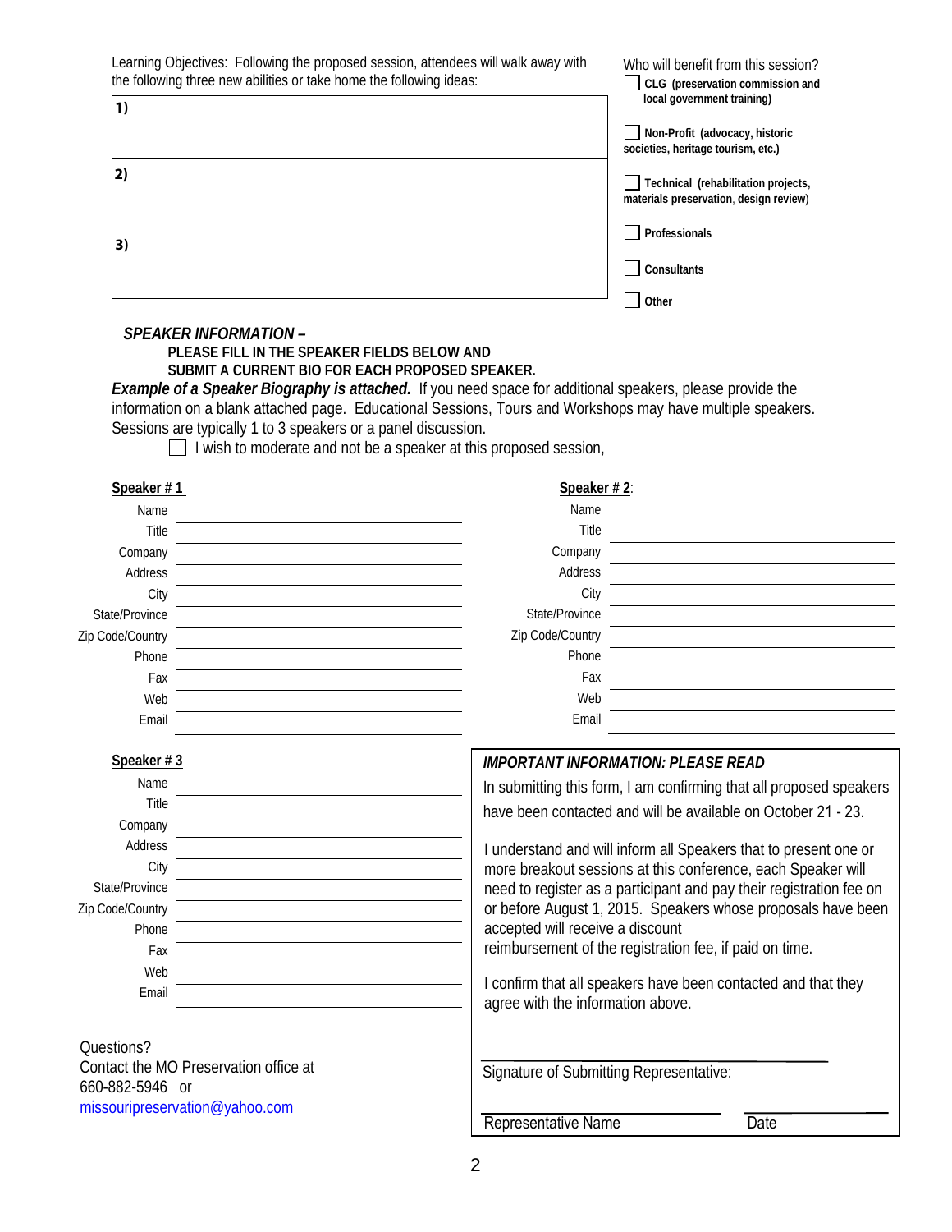Learning Objectives: Following the proposed session, attendees will walk away with the following three new abilities or take home the following ideas:

| |
|---|
| **1)** |
| **2)** |
| **3)** |

Who will benefit from this session?

- ☐ **CLG (preservation commission and local government training)**
- ☐ **Non-Profit (advocacy, historic societies, heritage tourism, etc.)**
- ☐ **Technical (rehabilitation projects, materials preservation, design review)**
- ☐ **Professionals**
- ☐ **Consultants**
- ☐ **Other**

***SPEAKER INFORMATION –***

**PLEASE FILL IN THE SPEAKER FIELDS BELOW AND SUBMIT A CURRENT BIO FOR EACH PROPOSED SPEAKER.**

***Example of a Speaker Biography is attached.*** If you need space for additional speakers, please provide the information on a blank attached page. Educational Sessions, Tours and Workshops may have multiple speakers. Sessions are typically 1 to 3 speakers or a panel discussion.

☐ I wish to moderate and not be a speaker at this proposed session,

**Speaker # 1**

Name ______________________
Title ______________________
Company ______________________
Address ______________________
City ______________________
State/Province ______________________
Zip Code/Country ______________________
Phone ______________________
Fax ______________________
Web ______________________
Email ______________________

**Speaker # 2**:

Name ______________________
Title ______________________
Company ______________________
Address ______________________
City ______________________
State/Province ______________________
Zip Code/Country ______________________
Phone ______________________
Fax ______________________
Web ______________________
Email ______________________

**Speaker # 3**

Name ______________________
Title ______________________
Company ______________________
Address ______________________
City ______________________
State/Province ______________________
Zip Code/Country ______________________
Phone ______________________
Fax ______________________
Web ______________________
Email ______________________

***IMPORTANT INFORMATION: PLEASE READ***

In submitting this form, I am confirming that all proposed speakers have been contacted and will be available on October 21 - 23.

I understand and will inform all Speakers that to present one or more breakout sessions at this conference, each Speaker will need to register as a participant and pay their registration fee on or before August 1, 2015. Speakers whose proposals have been accepted will receive a discount reimbursement of the registration fee, if paid on time.

I confirm that all speakers have been contacted and that they agree with the information above.

______________________
Signature of Submitting Representative:

______________________ ______________
Representative Name Date

Questions?
Contact the MO Preservation office at 660-882-5946 or
missouripreservation@yahoo.com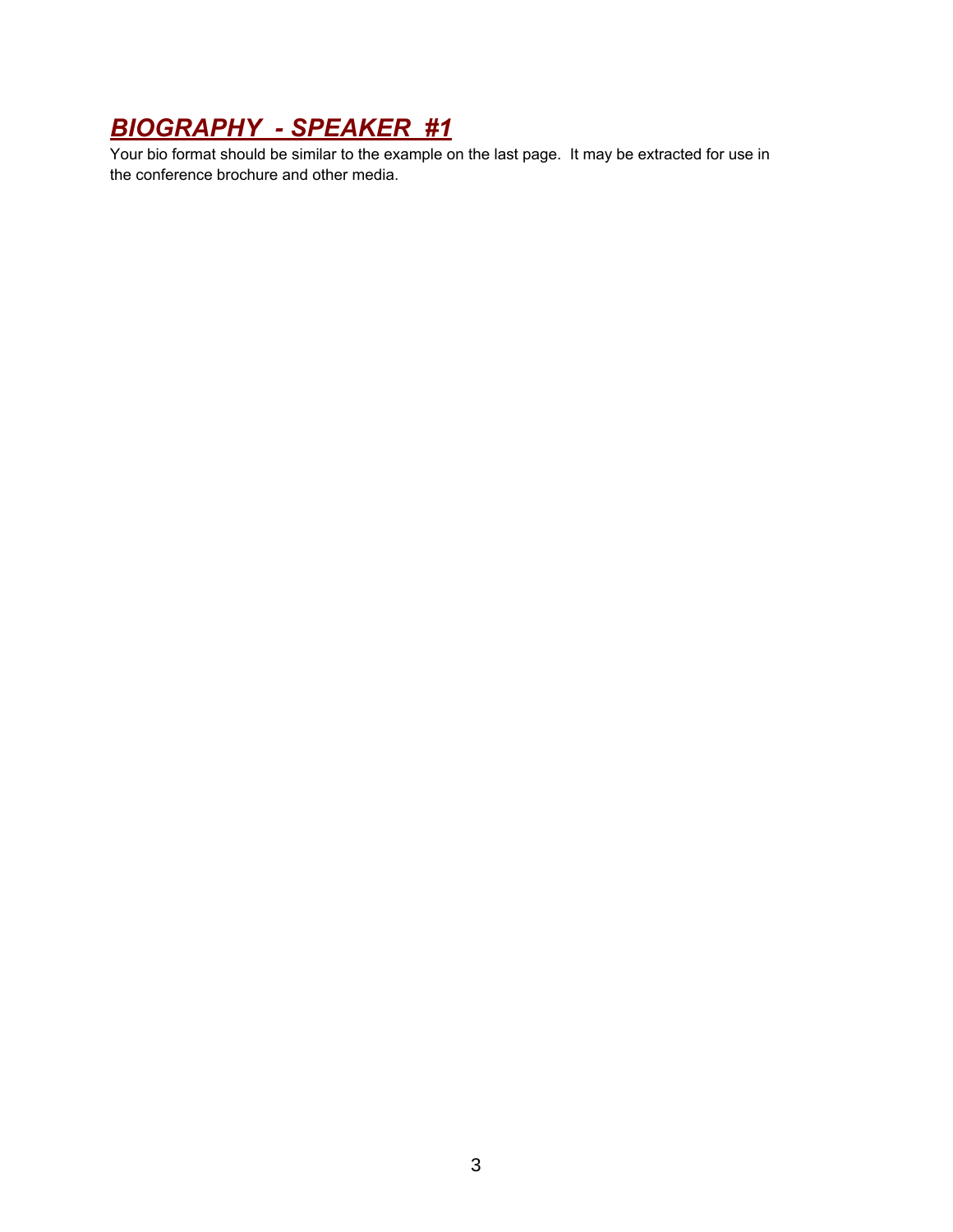## ***BIOGRAPHY - SPEAKER #1***

Your bio format should be similar to the example on the last page. It may be extracted for use in the conference brochure and other media.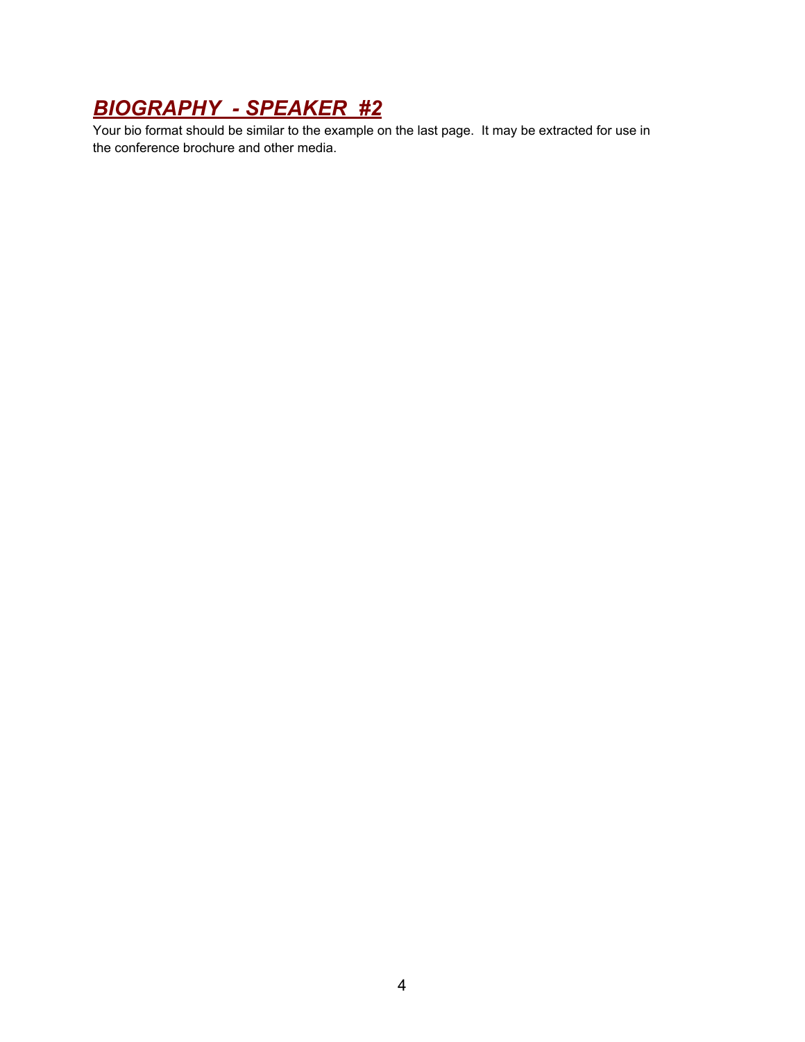# ***BIOGRAPHY  - SPEAKER  #2***

Your bio format should be similar to the example on the last page.  It may be extracted for use in the conference brochure and other media.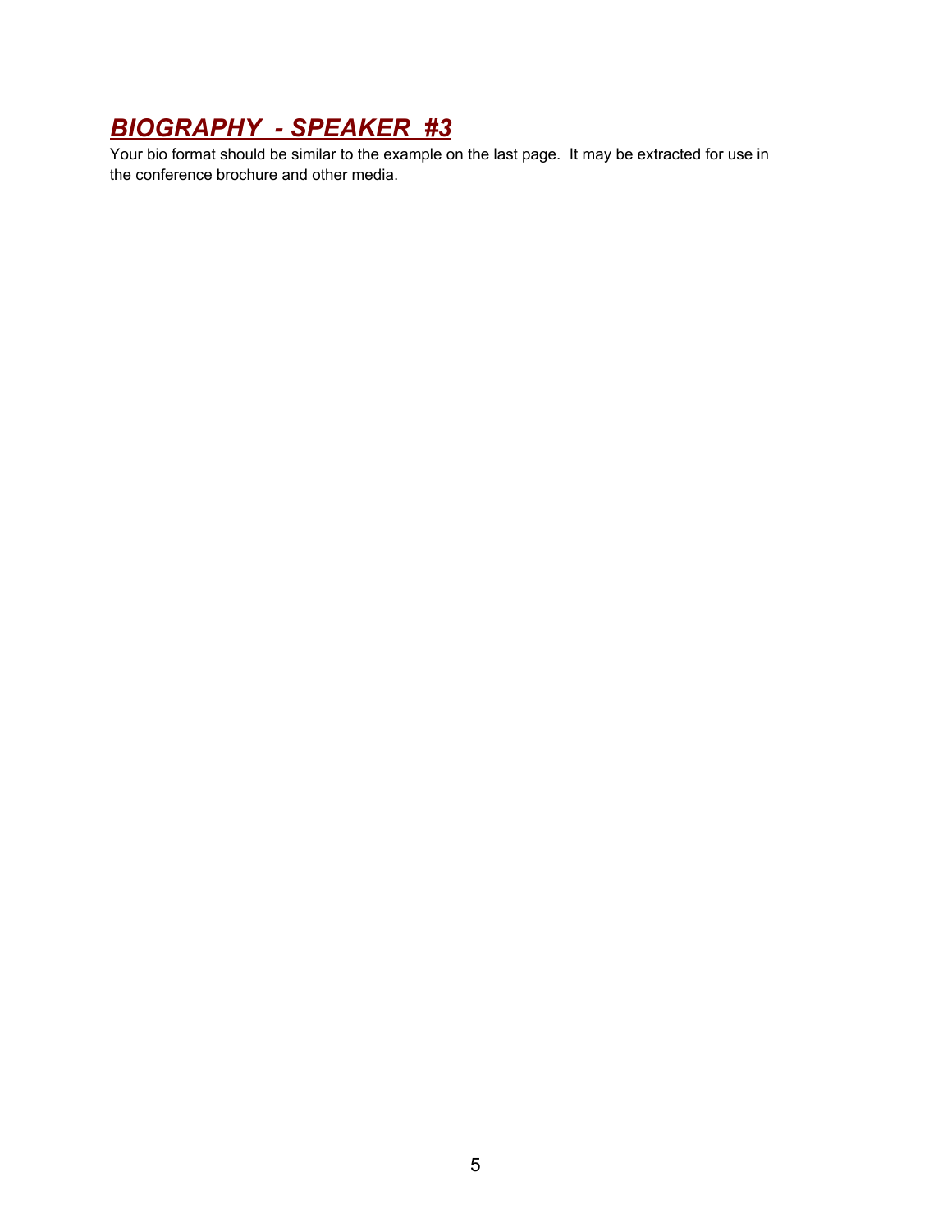# ***BIOGRAPHY - SPEAKER #3***

Your bio format should be similar to the example on the last page. It may be extracted for use in the conference brochure and other media.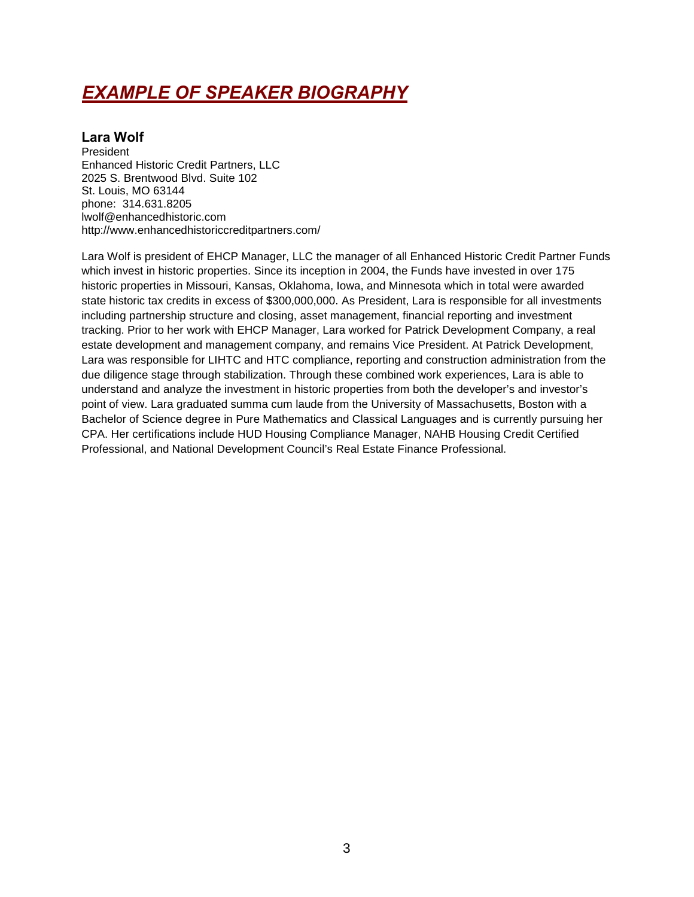# ***EXAMPLE OF SPEAKER BIOGRAPHY***

**Lara Wolf**
President
Enhanced Historic Credit Partners, LLC
2025 S. Brentwood Blvd. Suite 102
St. Louis, MO 63144
phone: 314.631.8205
lwolf@enhancedhistoric.com
http://www.enhancedhistoriccreditpartners.com/

Lara Wolf is president of EHCP Manager, LLC the manager of all Enhanced Historic Credit Partner Funds which invest in historic properties. Since its inception in 2004, the Funds have invested in over 175 historic properties in Missouri, Kansas, Oklahoma, Iowa, and Minnesota which in total were awarded state historic tax credits in excess of $300,000,000. As President, Lara is responsible for all investments including partnership structure and closing, asset management, financial reporting and investment tracking. Prior to her work with EHCP Manager, Lara worked for Patrick Development Company, a real estate development and management company, and remains Vice President. At Patrick Development, Lara was responsible for LIHTC and HTC compliance, reporting and construction administration from the due diligence stage through stabilization. Through these combined work experiences, Lara is able to understand and analyze the investment in historic properties from both the developer's and investor's point of view. Lara graduated summa cum laude from the University of Massachusetts, Boston with a Bachelor of Science degree in Pure Mathematics and Classical Languages and is currently pursuing her CPA. Her certifications include HUD Housing Compliance Manager, NAHB Housing Credit Certified Professional, and National Development Council's Real Estate Finance Professional.